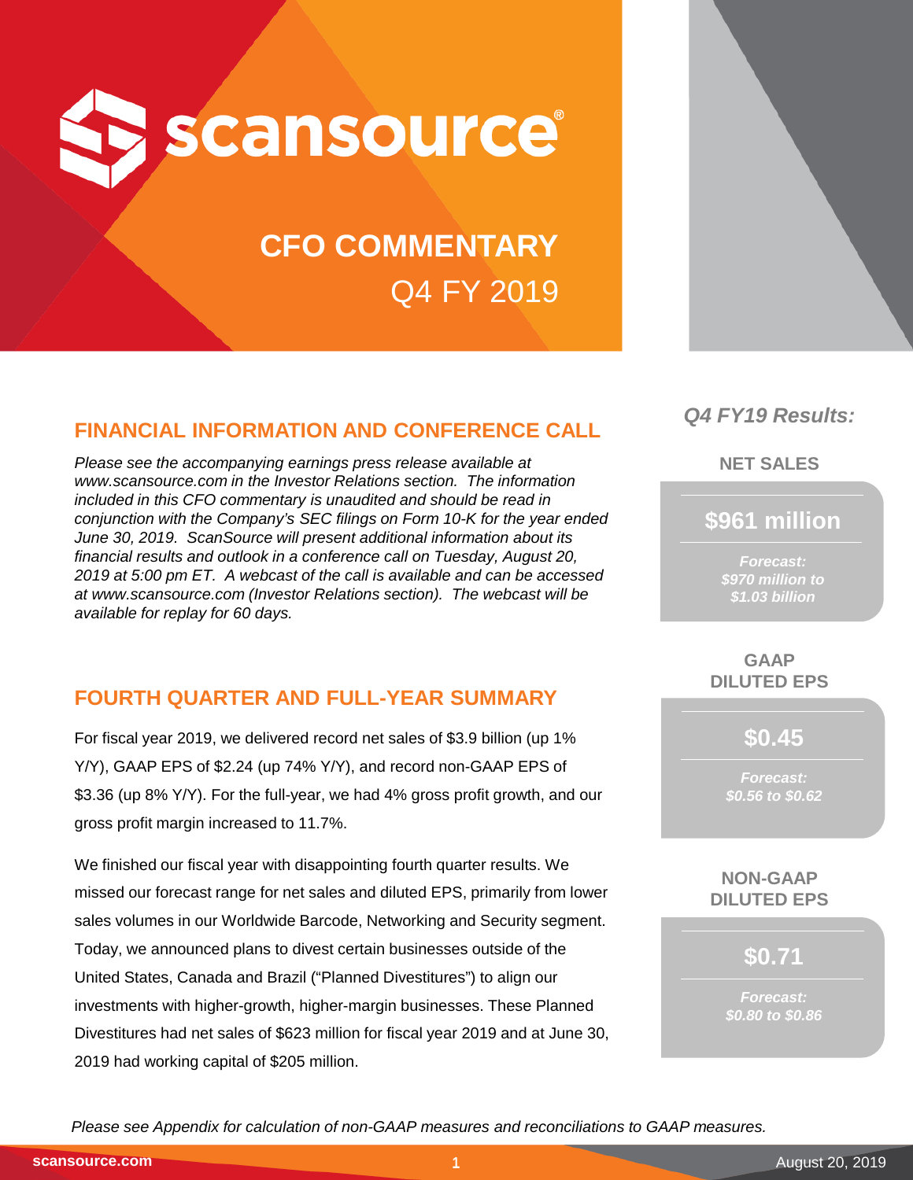# scansource®

## CFO COMMENTARY

## Q4 FY 2019

## FINANCIAL INFORMATION AND CONFERENCE CALL

*Please see the accompanying earnings press release available at www.scansource.com in the Investor Relations section. The information included in this CFO commentary is unaudited and should be read in conjunction with the Company's SEC filings on Form 10-K for the year ended June 30, 2019. ScanSource will present additional information about its financial results and outlook in a conference call on Tuesday, August 20, 2019 at 5:00 pm ET. A webcast of the call is available and can be accessed at www.scansource.com (Investor Relations section). The webcast will be available for replay for 60 days.*

## FOURTH QUARTER AND FULL-YEAR SUMMARY

For fiscal year 2019, we delivered record net sales of $3.9 billion (up 1% Y/Y), GAAP EPS of $2.24 (up 74% Y/Y), and record non-GAAP EPS of $3.36 (up 8% Y/Y). For the full-year, we had 4% gross profit growth, and our gross profit margin increased to 11.7%.

We finished our fiscal year with disappointing fourth quarter results. We missed our forecast range for net sales and diluted EPS, primarily from lower sales volumes in our Worldwide Barcode, Networking and Security segment. Today, we announced plans to divest certain businesses outside of the United States, Canada and Brazil ("Planned Divestitures") to align our investments with higher-growth, higher-margin businesses. These Planned Divestitures had net sales of $623 million for fiscal year 2019 and at June 30, 2019 had working capital of $205 million.

### *Q4 FY19 Results:*

**NET SALES**

**$961 million**

*Forecast: $970 million to $1.03 billion*

**GAAP DILUTED EPS**

**$0.45**

*Forecast: $0.56 to $0.62*

**NON-GAAP DILUTED EPS**

**$0.71**

*Forecast: $0.80 to $0.86*

*Please see Appendix for calculation of non-GAAP measures and reconciliations to GAAP measures.*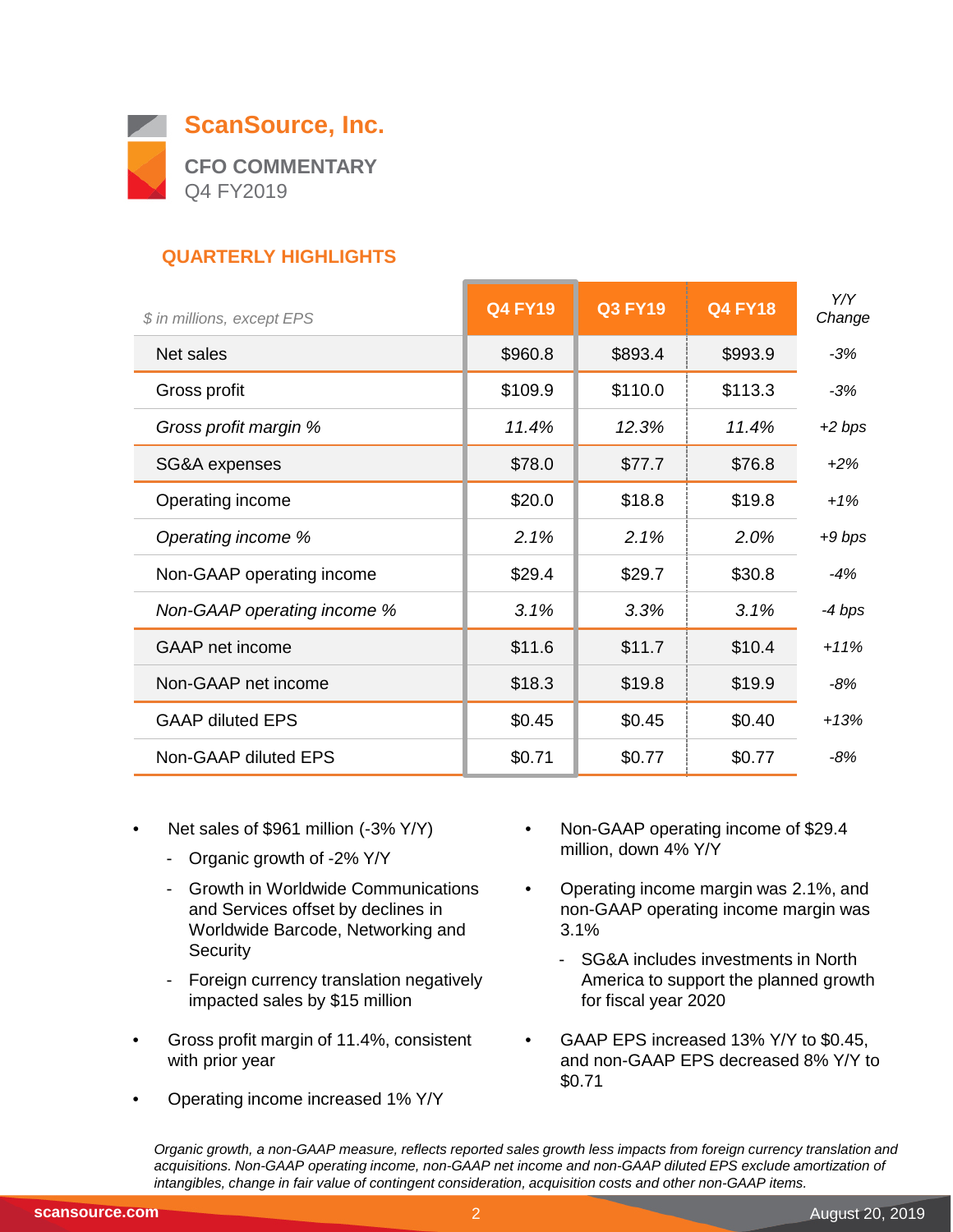# ScanSource, Inc.

## CFO COMMENTARY

Q4 FY2019

### QUARTERLY HIGHLIGHTS

| *$ in millions, except EPS* | Q4 FY19 | Q3 FY19 | Q4 FY18 | *Y/Y Change* |
|---|---|---|---|---|
| Net sales | $960.8 | $893.4 | $993.9 | *-3%* |
| Gross profit | $109.9 | $110.0 | $113.3 | *-3%* |
| *Gross profit margin %* | *11.4%* | *12.3%* | *11.4%* | *+2 bps* |
| SG&A expenses | $78.0 | $77.7 | $76.8 | *+2%* |
| Operating income | $20.0 | $18.8 | $19.8 | *+1%* |
| *Operating income %* | *2.1%* | *2.1%* | *2.0%* | *+9 bps* |
| Non-GAAP operating income | $29.4 | $29.7 | $30.8 | *-4%* |
| *Non-GAAP operating income %* | *3.1%* | *3.3%* | *3.1%* | *-4 bps* |
| GAAP net income | $11.6 | $11.7 | $10.4 | *+11%* |
| Non-GAAP net income | $18.3 | $19.8 | $19.9 | *-8%* |
| GAAP diluted EPS | $0.45 | $0.45 | $0.40 | *+13%* |
| Non-GAAP diluted EPS | $0.71 | $0.77 | $0.77 | *-8%* |

- Net sales of $961 million (-3% Y/Y)
  - Organic growth of -2% Y/Y
  - Growth in Worldwide Communications and Services offset by declines in Worldwide Barcode, Networking and Security
  - Foreign currency translation negatively impacted sales by $15 million
- Gross profit margin of 11.4%, consistent with prior year
- Operating income increased 1% Y/Y
- Non-GAAP operating income of $29.4 million, down 4% Y/Y
- Operating income margin was 2.1%, and non-GAAP operating income margin was 3.1%
  - SG&A includes investments in North America to support the planned growth for fiscal year 2020
- GAAP EPS increased 13% Y/Y to $0.45, and non-GAAP EPS decreased 8% Y/Y to $0.71

*Organic growth, a non-GAAP measure, reflects reported sales growth less impacts from foreign currency translation and acquisitions. Non-GAAP operating income, non-GAAP net income and non-GAAP diluted EPS exclude amortization of intangibles, change in fair value of contingent consideration, acquisition costs and other non-GAAP items.*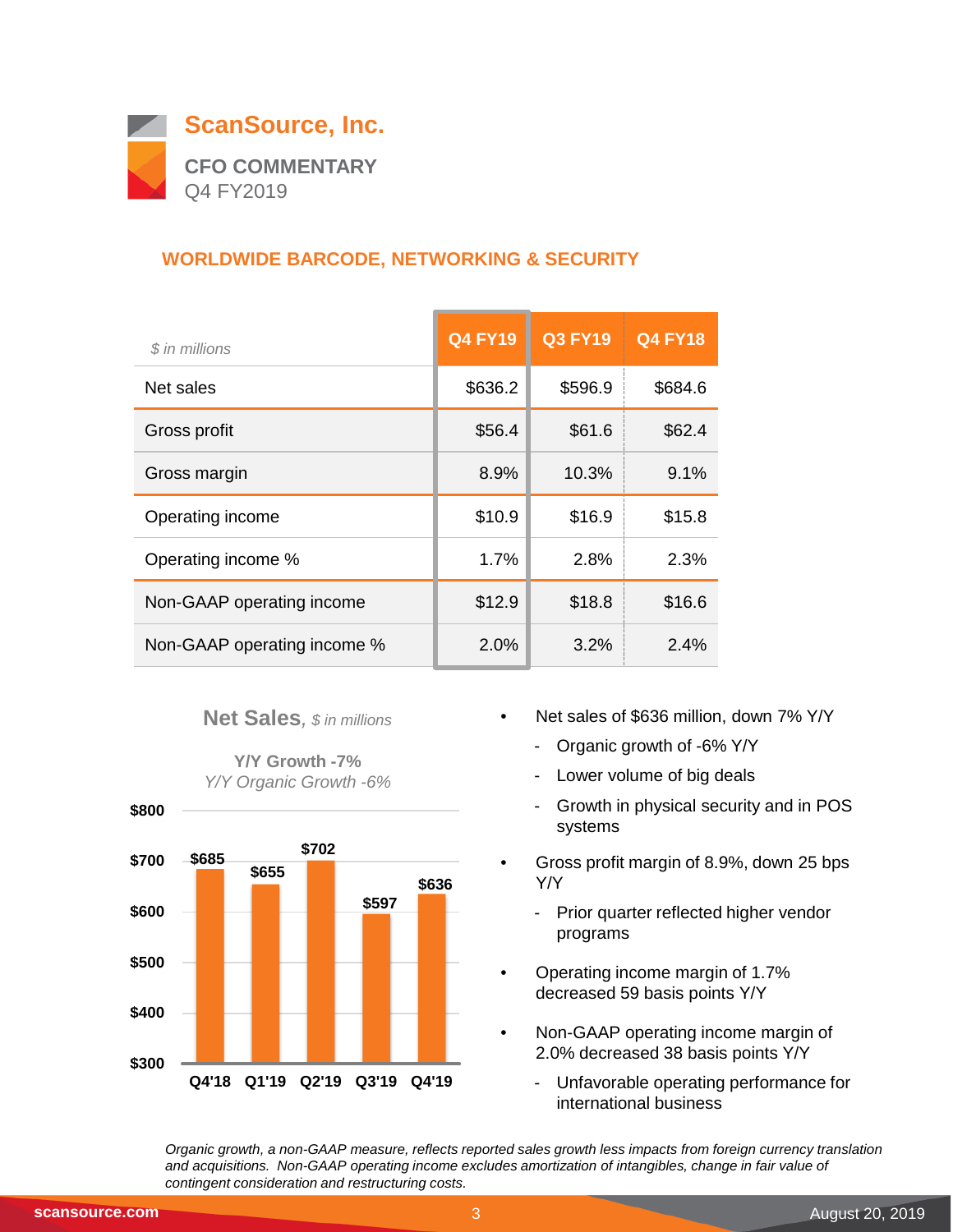# ScanSource, Inc.

**CFO COMMENTARY**
Q4 FY2019

## WORLDWIDE BARCODE, NETWORKING & SECURITY

| *$ in millions* | Q4 FY19 | Q3 FY19 | Q4 FY18 |
|---|---|---|---|
| Net sales | $636.2 | $596.9 | $684.6 |
| Gross profit | $56.4 | $61.6 | $62.4 |
| Gross margin | 8.9% | 10.3% | 9.1% |
| Operating income | $10.9 | $16.9 | $15.8 |
| Operating income % | 1.7% | 2.8% | 2.3% |
| Non-GAAP operating income | $12.9 | $18.8 | $16.6 |
| Non-GAAP operating income % | 2.0% | 3.2% | 2.4% |

**Net Sales**, *$ in millions*

**Y/Y Growth -7%**
*Y/Y Organic Growth -6%*

| Quarter | Net Sales |
|---|---|
| Q4'18 | $685 |
| Q1'19 | $655 |
| Q2'19 | $702 |
| Q3'19 | $597 |
| Q4'19 | $636 |

- Net sales of $636 million, down 7% Y/Y
  - Organic growth of -6% Y/Y
  - Lower volume of big deals
  - Growth in physical security and in POS systems
- Gross profit margin of 8.9%, down 25 bps Y/Y
  - Prior quarter reflected higher vendor programs
- Operating income margin of 1.7% decreased 59 basis points Y/Y
- Non-GAAP operating income margin of 2.0% decreased 38 basis points Y/Y
  - Unfavorable operating performance for international business

*Organic growth, a non-GAAP measure, reflects reported sales growth less impacts from foreign currency translation and acquisitions. Non-GAAP operating income excludes amortization of intangibles, change in fair value of contingent consideration and restructuring costs.*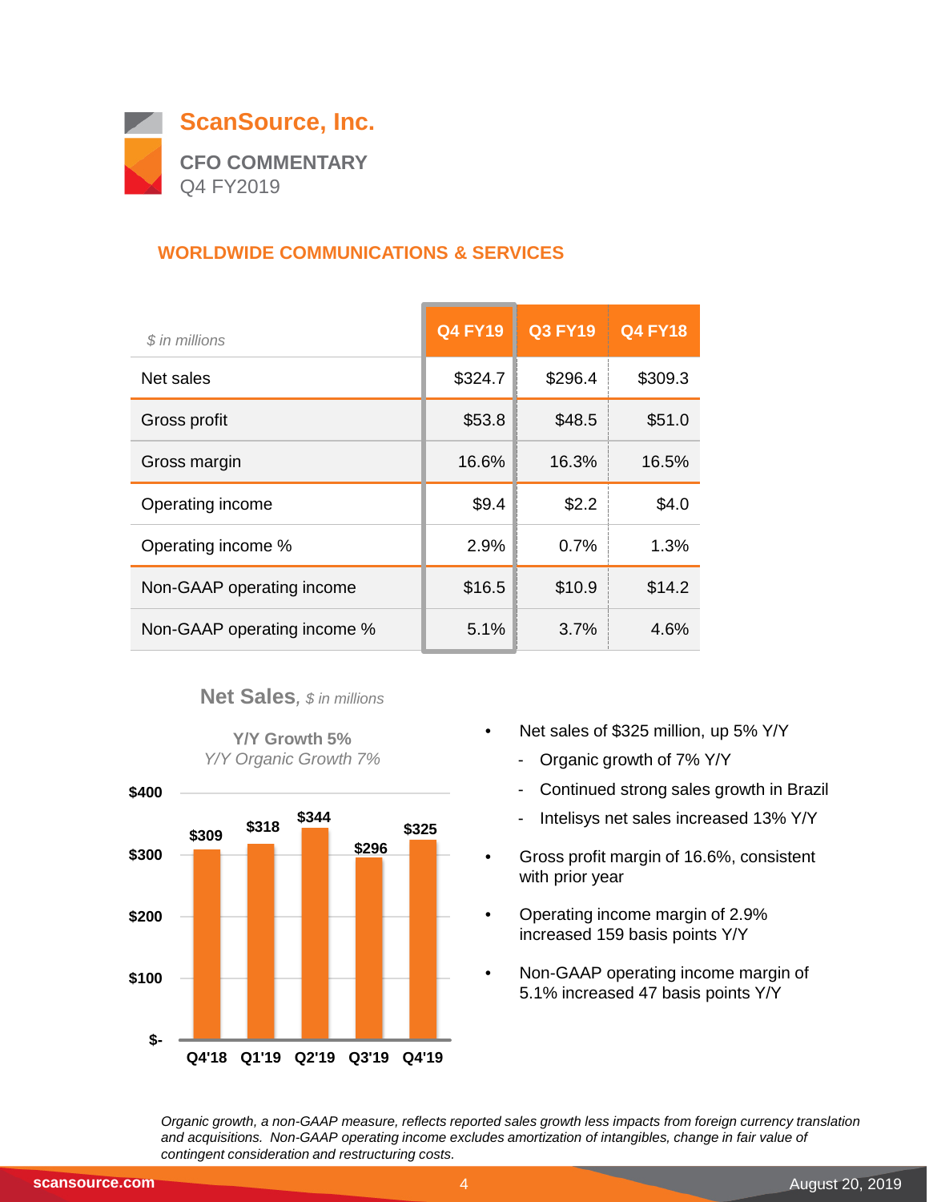# ScanSource, Inc.

## CFO COMMENTARY
Q4 FY2019

### WORLDWIDE COMMUNICATIONS & SERVICES

| *$ in millions* | Q4 FY19 | Q3 FY19 | Q4 FY18 |
|---|---|---|---|
| Net sales | $324.7 | $296.4 | $309.3 |
| Gross profit | $53.8 | $48.5 | $51.0 |
| Gross margin | 16.6% | 16.3% | 16.5% |
| Operating income | $9.4 | $2.2 | $4.0 |
| Operating income % | 2.9% | 0.7% | 1.3% |
| Non-GAAP operating income | $16.5 | $10.9 | $14.2 |
| Non-GAAP operating income % | 5.1% | 3.7% | 4.6% |

**Net Sales**, *$ in millions*

**Y/Y Growth 5%**
*Y/Y Organic Growth 7%*

| Quarter | Net Sales |
|---|---|
| Q4'18 | $309 |
| Q1'19 | $318 |
| Q2'19 | $344 |
| Q3'19 | $296 |
| Q4'19 | $325 |

- Net sales of $325 million, up 5% Y/Y
  - Organic growth of 7% Y/Y
  - Continued strong sales growth in Brazil
  - Intelisys net sales increased 13% Y/Y
- Gross profit margin of 16.6%, consistent with prior year
- Operating income margin of 2.9% increased 159 basis points Y/Y
- Non-GAAP operating income margin of 5.1% increased 47 basis points Y/Y

*Organic growth, a non-GAAP measure, reflects reported sales growth less impacts from foreign currency translation and acquisitions. Non-GAAP operating income excludes amortization of intangibles, change in fair value of contingent consideration and restructuring costs.*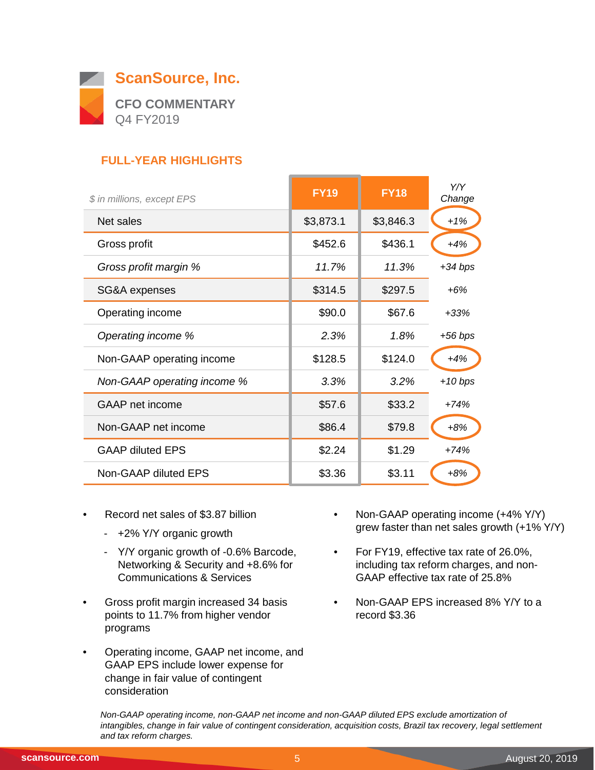# ScanSource, Inc.

**CFO COMMENTARY**
Q4 FY2019

## FULL-YEAR HIGHLIGHTS

| *$ in millions, except EPS* | FY19 | FY18 | *Y/Y Change* |
|---|---|---|---|
| Net sales | $3,873.1 | $3,846.3 | *+1%* |
| Gross profit | $452.6 | $436.1 | *+4%* |
| *Gross profit margin %* | *11.7%* | *11.3%* | *+34 bps* |
| SG&A expenses | $314.5 | $297.5 | *+6%* |
| Operating income | $90.0 | $67.6 | *+33%* |
| *Operating income %* | *2.3%* | *1.8%* | *+56 bps* |
| Non-GAAP operating income | $128.5 | $124.0 | *+4%* |
| *Non-GAAP operating income %* | *3.3%* | *3.2%* | *+10 bps* |
| GAAP net income | $57.6 | $33.2 | *+74%* |
| Non-GAAP net income | $86.4 | $79.8 | *+8%* |
| GAAP diluted EPS | $2.24 | $1.29 | *+74%* |
| Non-GAAP diluted EPS | $3.36 | $3.11 | *+8%* |

- Record net sales of $3.87 billion
  - +2% Y/Y organic growth
  - Y/Y organic growth of -0.6% Barcode, Networking & Security and +8.6% for Communications & Services
- Gross profit margin increased 34 basis points to 11.7% from higher vendor programs
- Operating income, GAAP net income, and GAAP EPS include lower expense for change in fair value of contingent consideration
- Non-GAAP operating income (+4% Y/Y) grew faster than net sales growth (+1% Y/Y)
- For FY19, effective tax rate of 26.0%, including tax reform charges, and non-GAAP effective tax rate of 25.8%
- Non-GAAP EPS increased 8% Y/Y to a record $3.36

*Non-GAAP operating income, non-GAAP net income and non-GAAP diluted EPS exclude amortization of intangibles, change in fair value of contingent consideration, acquisition costs, Brazil tax recovery, legal settlement and tax reform charges.*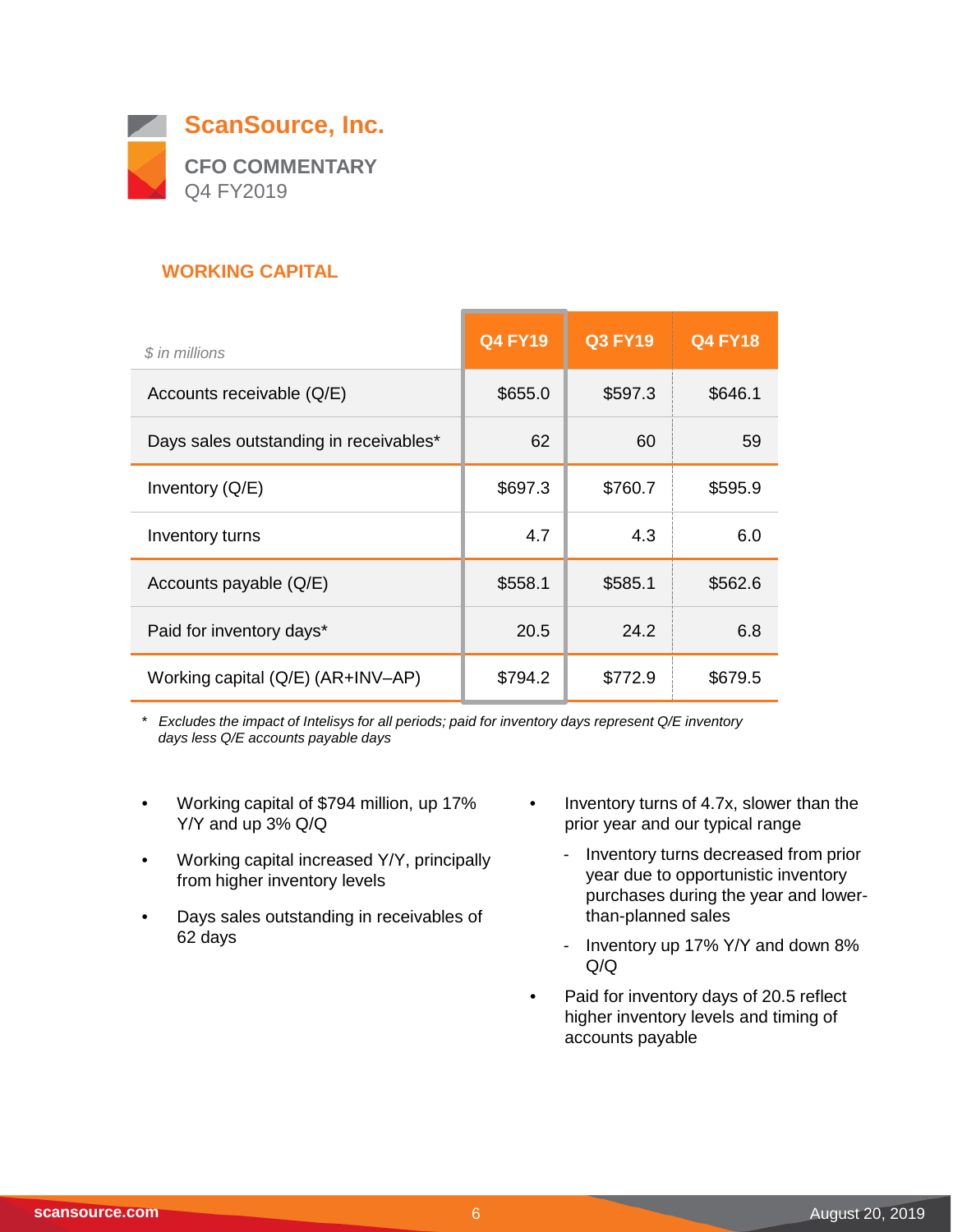# ScanSource, Inc.

**CFO COMMENTARY**
Q4 FY2019

## WORKING CAPITAL

| *$ in millions* | Q4 FY19 | Q3 FY19 | Q4 FY18 |
|---|---|---|---|
| Accounts receivable (Q/E) | $655.0 | $597.3 | $646.1 |
| Days sales outstanding in receivables* | 62 | 60 | 59 |
| Inventory (Q/E) | $697.3 | $760.7 | $595.9 |
| Inventory turns | 4.7 | 4.3 | 6.0 |
| Accounts payable (Q/E) | $558.1 | $585.1 | $562.6 |
| Paid for inventory days* | 20.5 | 24.2 | 6.8 |
| Working capital (Q/E) (AR+INV–AP) | $794.2 | $772.9 | $679.5 |

\* *Excludes the impact of Intelisys for all periods; paid for inventory days represent Q/E inventory days less Q/E accounts payable days*

- Working capital of $794 million, up 17% Y/Y and up 3% Q/Q
- Working capital increased Y/Y, principally from higher inventory levels
- Days sales outstanding in receivables of 62 days
- Inventory turns of 4.7x, slower than the prior year and our typical range
  - Inventory turns decreased from prior year due to opportunistic inventory purchases during the year and lower-than-planned sales
  - Inventory up 17% Y/Y and down 8% Q/Q
- Paid for inventory days of 20.5 reflect higher inventory levels and timing of accounts payable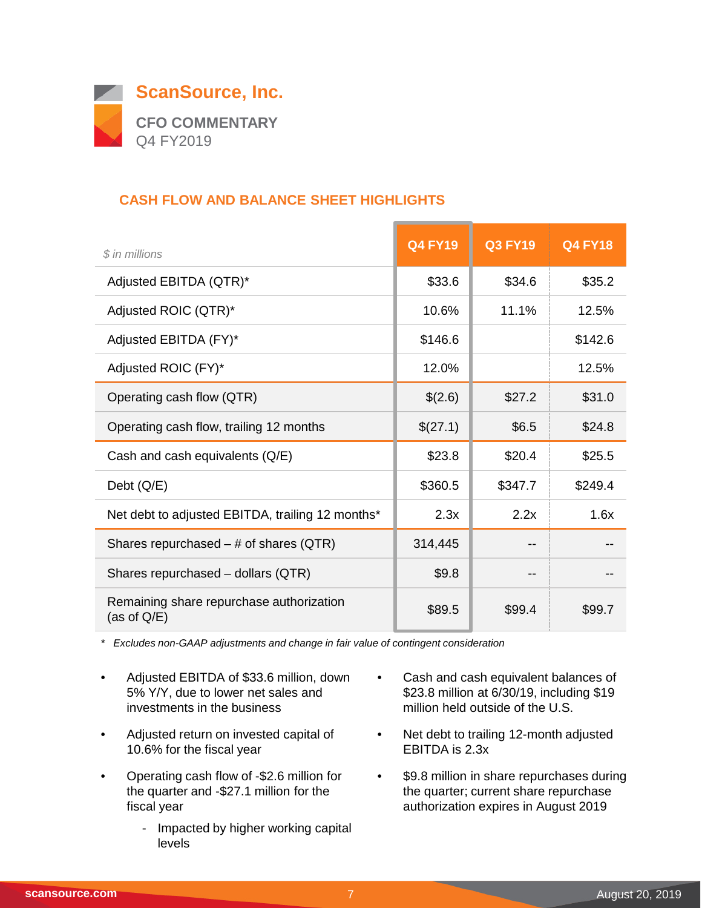# ScanSource, Inc.

**CFO COMMENTARY**
Q4 FY2019

## CASH FLOW AND BALANCE SHEET HIGHLIGHTS

| *$ in millions* | Q4 FY19 | Q3 FY19 | Q4 FY18 |
|---|---|---|---|
| Adjusted EBITDA (QTR)* | $33.6 | $34.6 | $35.2 |
| Adjusted ROIC (QTR)* | 10.6% | 11.1% | 12.5% |
| Adjusted EBITDA (FY)* | $146.6 | | $142.6 |
| Adjusted ROIC (FY)* | 12.0% | | 12.5% |
| Operating cash flow (QTR) | $(2.6) | $27.2 | $31.0 |
| Operating cash flow, trailing 12 months | $(27.1) | $6.5 | $24.8 |
| Cash and cash equivalents (Q/E) | $23.8 | $20.4 | $25.5 |
| Debt (Q/E) | $360.5 | $347.7 | $249.4 |
| Net debt to adjusted EBITDA, trailing 12 months* | 2.3x | 2.2x | 1.6x |
| Shares repurchased – # of shares (QTR) | 314,445 | -- | -- |
| Shares repurchased – dollars (QTR) | $9.8 | -- | -- |
| Remaining share repurchase authorization (as of Q/E) | $89.5 | $99.4 | $99.7 |

\* *Excludes non-GAAP adjustments and change in fair value of contingent consideration*

- Adjusted EBITDA of $33.6 million, down 5% Y/Y, due to lower net sales and investments in the business
- Adjusted return on invested capital of 10.6% for the fiscal year
- Operating cash flow of -$2.6 million for the quarter and -$27.1 million for the fiscal year
  - Impacted by higher working capital levels
- Cash and cash equivalent balances of $23.8 million at 6/30/19, including $19 million held outside of the U.S.
- Net debt to trailing 12-month adjusted EBITDA is 2.3x
- $9.8 million in share repurchases during the quarter; current share repurchase authorization expires in August 2019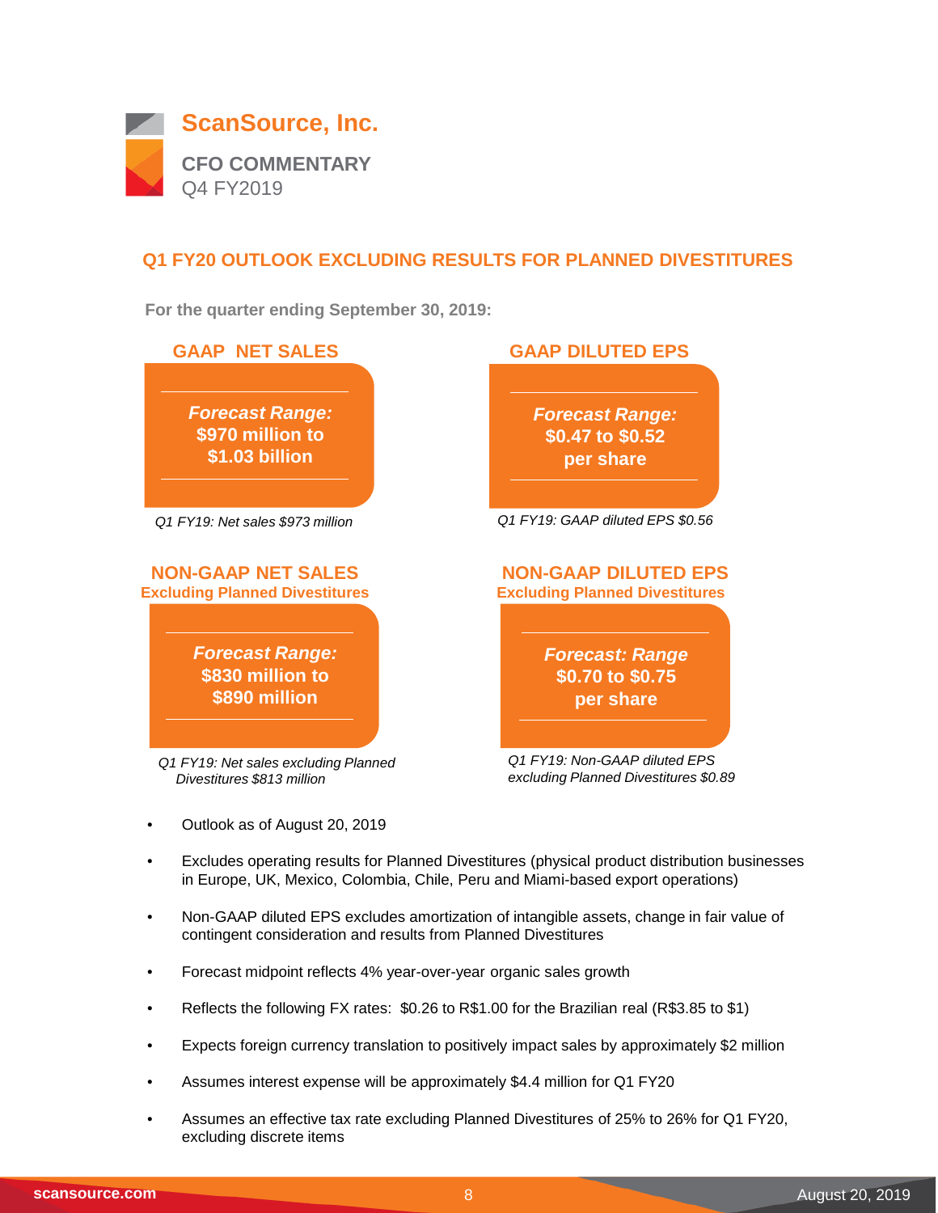# ScanSource, Inc.

**CFO COMMENTARY**
Q4 FY2019

## Q1 FY20 OUTLOOK EXCLUDING RESULTS FOR PLANNED DIVESTITURES

**For the quarter ending September 30, 2019:**

### GAAP NET SALES

***Forecast Range:***
**$970 million to $1.03 billion**

*Q1 FY19: Net sales $973 million*

### GAAP DILUTED EPS

***Forecast Range:***
**$0.47 to $0.52 per share**

*Q1 FY19: GAAP diluted EPS $0.56*

### NON-GAAP NET SALES
**Excluding Planned Divestitures**

***Forecast Range:***
**$830 million to $890 million**

*Q1 FY19: Net sales excluding Planned Divestitures $813 million*

### NON-GAAP DILUTED EPS
**Excluding Planned Divestitures**

***Forecast: Range***
**$0.70 to $0.75 per share**

*Q1 FY19: Non-GAAP diluted EPS excluding Planned Divestitures $0.89*

- Outlook as of August 20, 2019
- Excludes operating results for Planned Divestitures (physical product distribution businesses in Europe, UK, Mexico, Colombia, Chile, Peru and Miami-based export operations)
- Non-GAAP diluted EPS excludes amortization of intangible assets, change in fair value of contingent consideration and results from Planned Divestitures
- Forecast midpoint reflects 4% year-over-year organic sales growth
- Reflects the following FX rates: $0.26 to R$1.00 for the Brazilian real (R$3.85 to $1)
- Expects foreign currency translation to positively impact sales by approximately $2 million
- Assumes interest expense will be approximately $4.4 million for Q1 FY20
- Assumes an effective tax rate excluding Planned Divestitures of 25% to 26% for Q1 FY20, excluding discrete items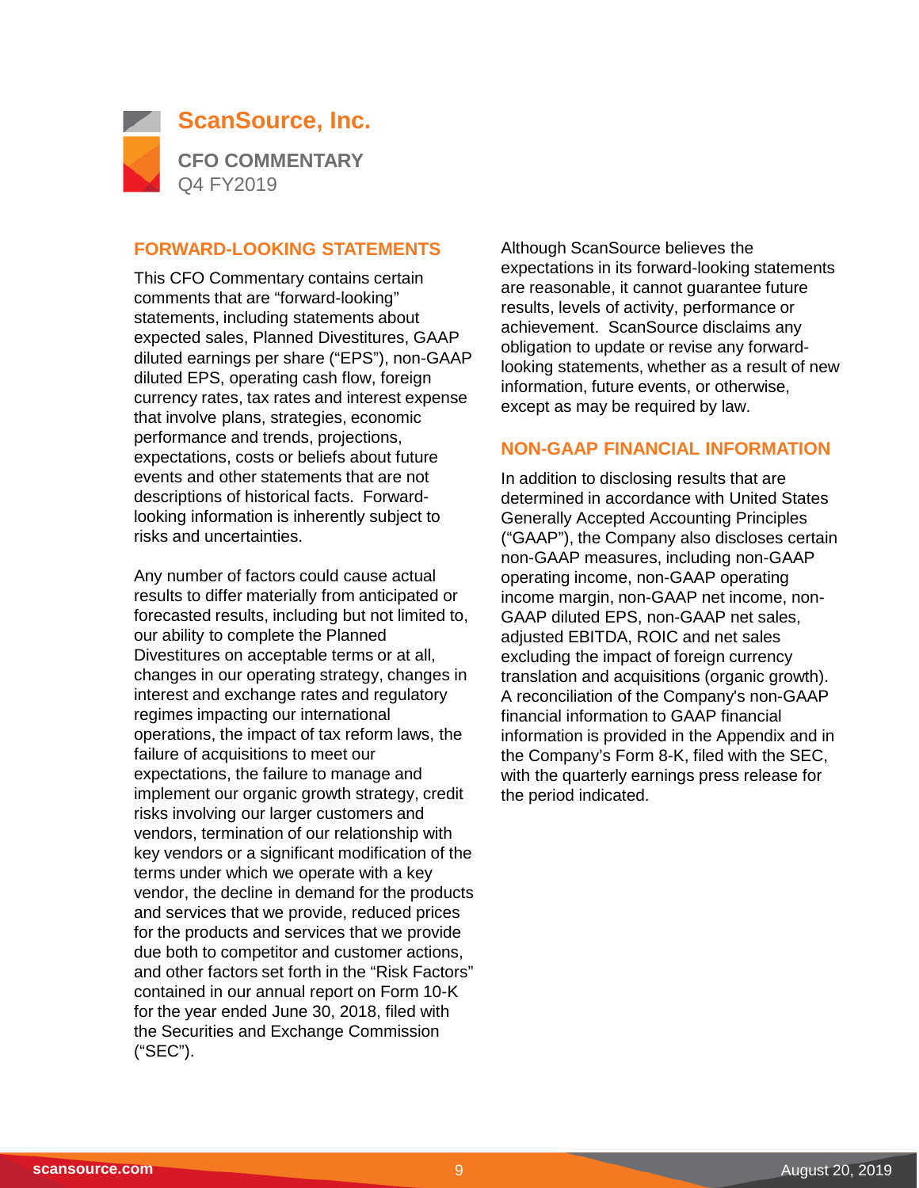## FORWARD-LOOKING STATEMENTS

This CFO Commentary contains certain comments that are "forward-looking" statements, including statements about expected sales, Planned Divestitures, GAAP diluted earnings per share ("EPS"), non-GAAP diluted EPS, operating cash flow, foreign currency rates, tax rates and interest expense that involve plans, strategies, economic performance and trends, projections, expectations, costs or beliefs about future events and other statements that are not descriptions of historical facts. Forward-looking information is inherently subject to risks and uncertainties.

Any number of factors could cause actual results to differ materially from anticipated or forecasted results, including but not limited to, our ability to complete the Planned Divestitures on acceptable terms or at all, changes in our operating strategy, changes in interest and exchange rates and regulatory regimes impacting our international operations, the impact of tax reform laws, the failure of acquisitions to meet our expectations, the failure to manage and implement our organic growth strategy, credit risks involving our larger customers and vendors, termination of our relationship with key vendors or a significant modification of the terms under which we operate with a key vendor, the decline in demand for the products and services that we provide, reduced prices for the products and services that we provide due both to competitor and customer actions, and other factors set forth in the "Risk Factors" contained in our annual report on Form 10-K for the year ended June 30, 2018, filed with the Securities and Exchange Commission ("SEC").

Although ScanSource believes the expectations in its forward-looking statements are reasonable, it cannot guarantee future results, levels of activity, performance or achievement. ScanSource disclaims any obligation to update or revise any forward-looking statements, whether as a result of new information, future events, or otherwise, except as may be required by law.

## NON-GAAP FINANCIAL INFORMATION

In addition to disclosing results that are determined in accordance with United States Generally Accepted Accounting Principles ("GAAP"), the Company also discloses certain non-GAAP measures, including non-GAAP operating income, non-GAAP operating income margin, non-GAAP net income, non-GAAP diluted EPS, non-GAAP net sales, adjusted EBITDA, ROIC and net sales excluding the impact of foreign currency translation and acquisitions (organic growth). A reconciliation of the Company's non-GAAP financial information to GAAP financial information is provided in the Appendix and in the Company's Form 8-K, filed with the SEC, with the quarterly earnings press release for the period indicated.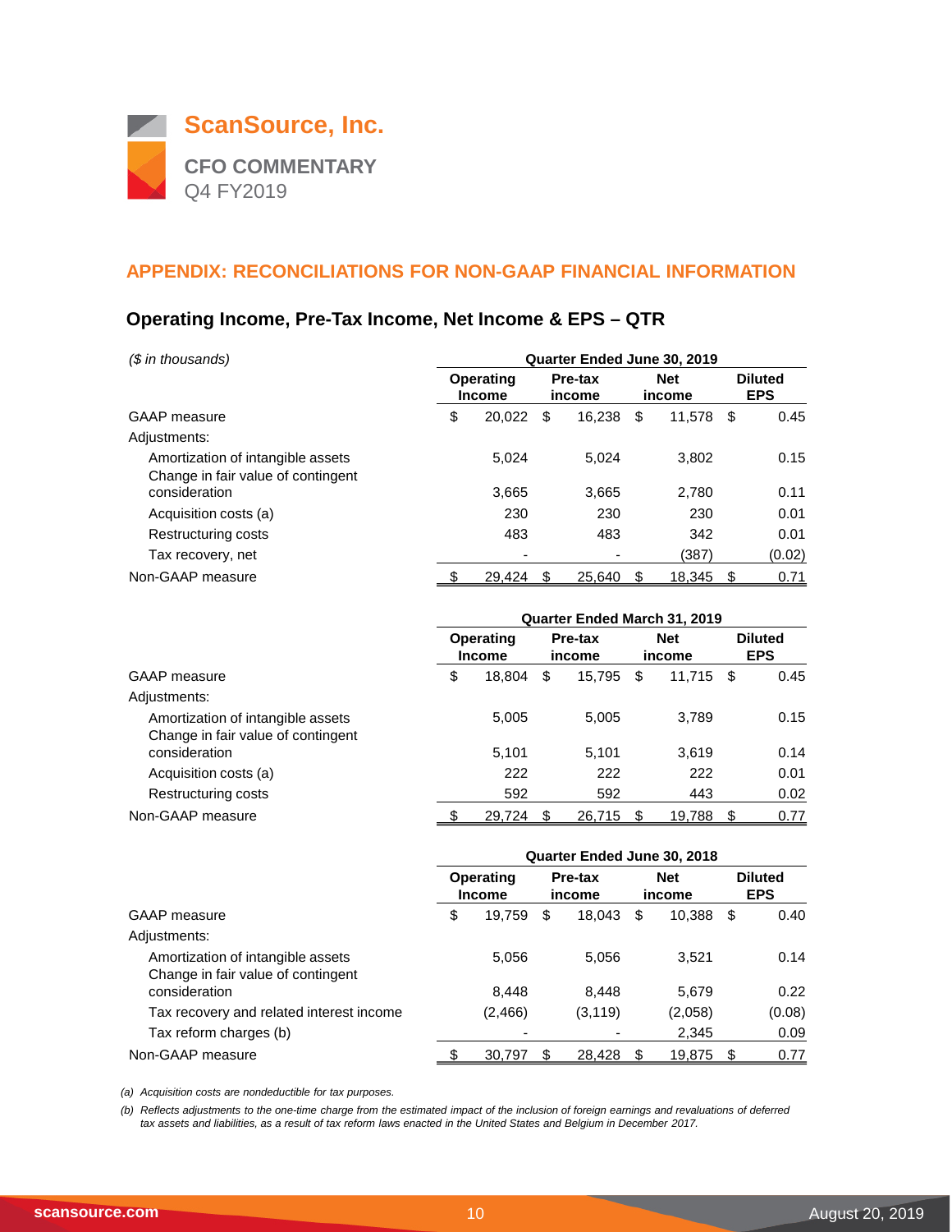**ScanSource, Inc.**

**CFO COMMENTARY**
Q4 FY2019

## APPENDIX: RECONCILIATIONS FOR NON-GAAP FINANCIAL INFORMATION

### Operating Income, Pre-Tax Income, Net Income & EPS – QTR

| *($ in thousands)* | Quarter Ended June 30, 2019 | | | |
|---|---|---|---|---|
| | Operating Income | Pre-tax income | Net income | Diluted EPS |
| GAAP measure | $ 20,022 | $ 16,238 | $ 11,578 | $ 0.45 |
| Adjustments: | | | | |
| Amortization of intangible assets | 5,024 | 5,024 | 3,802 | 0.15 |
| Change in fair value of contingent consideration | 3,665 | 3,665 | 2,780 | 0.11 |
| Acquisition costs (a) | 230 | 230 | 230 | 0.01 |
| Restructuring costs | 483 | 483 | 342 | 0.01 |
| Tax recovery, net | - | - | (387) | (0.02) |
| Non-GAAP measure | $ 29,424 | $ 25,640 | $ 18,345 | $ 0.71 |

| | Quarter Ended March 31, 2019 | | | |
|---|---|---|---|---|
| | Operating Income | Pre-tax income | Net income | Diluted EPS |
| GAAP measure | $ 18,804 | $ 15,795 | $ 11,715 | $ 0.45 |
| Adjustments: | | | | |
| Amortization of intangible assets | 5,005 | 5,005 | 3,789 | 0.15 |
| Change in fair value of contingent consideration | 5,101 | 5,101 | 3,619 | 0.14 |
| Acquisition costs (a) | 222 | 222 | 222 | 0.01 |
| Restructuring costs | 592 | 592 | 443 | 0.02 |
| Non-GAAP measure | $ 29,724 | $ 26,715 | $ 19,788 | $ 0.77 |

| | Quarter Ended June 30, 2018 | | | |
|---|---|---|---|---|
| | Operating Income | Pre-tax income | Net income | Diluted EPS |
| GAAP measure | $ 19,759 | $ 18,043 | $ 10,388 | $ 0.40 |
| Adjustments: | | | | |
| Amortization of intangible assets | 5,056 | 5,056 | 3,521 | 0.14 |
| Change in fair value of contingent consideration | 8,448 | 8,448 | 5,679 | 0.22 |
| Tax recovery and related interest income | (2,466) | (3,119) | (2,058) | (0.08) |
| Tax reform charges (b) | - | - | 2,345 | 0.09 |
| Non-GAAP measure | $ 30,797 | $ 28,428 | $ 19,875 | $ 0.77 |

*(a) Acquisition costs are nondeductible for tax purposes.*

*(b) Reflects adjustments to the one-time charge from the estimated impact of the inclusion of foreign earnings and revaluations of deferred tax assets and liabilities, as a result of tax reform laws enacted in the United States and Belgium in December 2017.*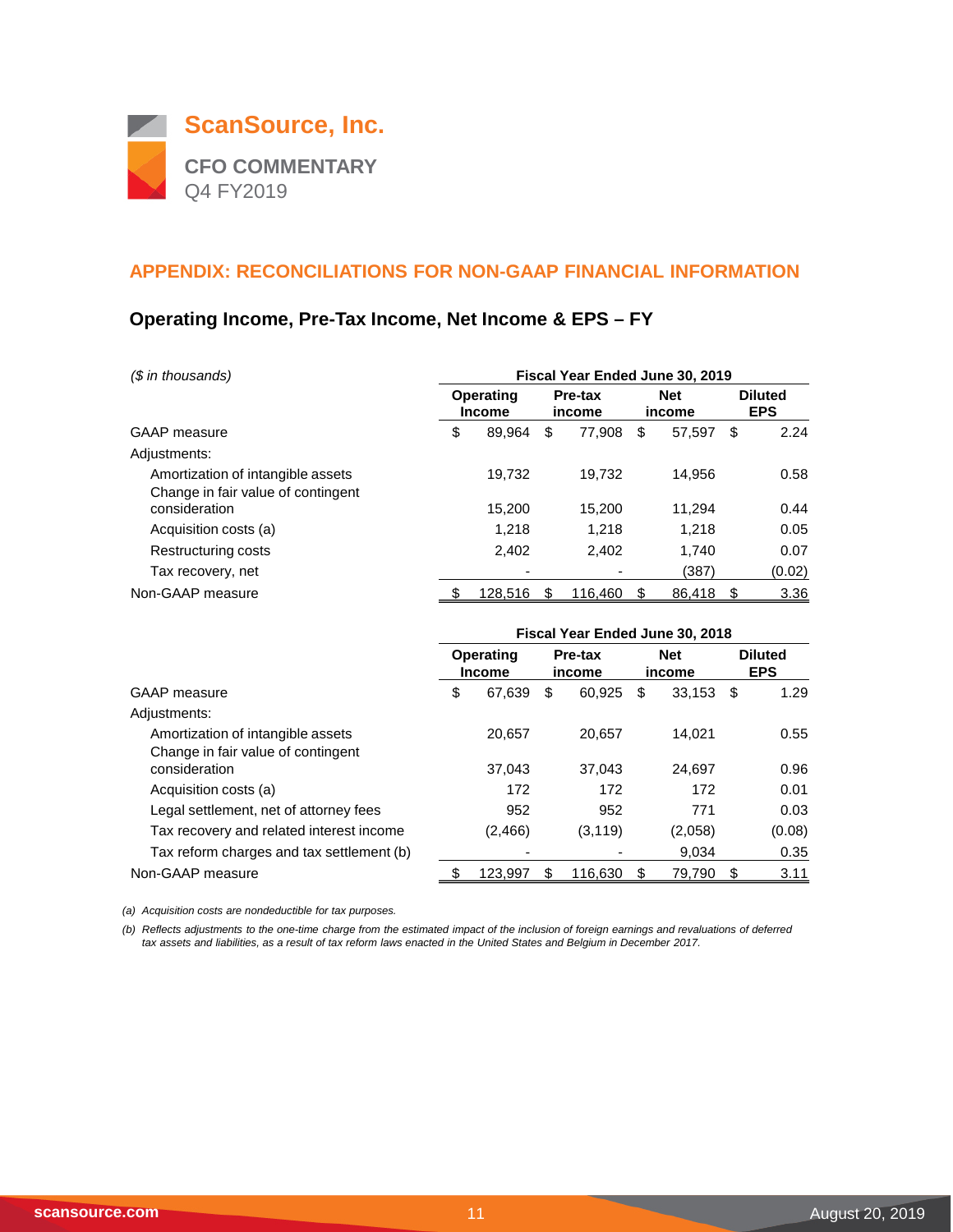# ScanSource, Inc.

**CFO COMMENTARY**
Q4 FY2019

## APPENDIX: RECONCILIATIONS FOR NON-GAAP FINANCIAL INFORMATION

### Operating Income, Pre-Tax Income, Net Income & EPS – FY

| *($ in thousands)* | Fiscal Year Ended June 30, 2019 | | | |
|---|---|---|---|---|
| | **Operating Income** | **Pre-tax income** | **Net income** | **Diluted EPS** |
| GAAP measure | $ 89,964 | $ 77,908 | $ 57,597 | $ 2.24 |
| Adjustments: | | | | |
| Amortization of intangible assets | 19,732 | 19,732 | 14,956 | 0.58 |
| Change in fair value of contingent consideration | 15,200 | 15,200 | 11,294 | 0.44 |
| Acquisition costs (a) | 1,218 | 1,218 | 1,218 | 0.05 |
| Restructuring costs | 2,402 | 2,402 | 1,740 | 0.07 |
| Tax recovery, net | - | - | (387) | (0.02) |
| Non-GAAP measure | $ 128,516 | $ 116,460 | $ 86,418 | $ 3.36 |

| | Fiscal Year Ended June 30, 2018 | | | |
|---|---|---|---|---|
| | **Operating Income** | **Pre-tax income** | **Net income** | **Diluted EPS** |
| GAAP measure | $ 67,639 | $ 60,925 | $ 33,153 | $ 1.29 |
| Adjustments: | | | | |
| Amortization of intangible assets | 20,657 | 20,657 | 14,021 | 0.55 |
| Change in fair value of contingent consideration | 37,043 | 37,043 | 24,697 | 0.96 |
| Acquisition costs (a) | 172 | 172 | 172 | 0.01 |
| Legal settlement, net of attorney fees | 952 | 952 | 771 | 0.03 |
| Tax recovery and related interest income | (2,466) | (3,119) | (2,058) | (0.08) |
| Tax reform charges and tax settlement (b) | - | - | 9,034 | 0.35 |
| Non-GAAP measure | $ 123,997 | $ 116,630 | $ 79,790 | $ 3.11 |

*(a) Acquisition costs are nondeductible for tax purposes.*

*(b) Reflects adjustments to the one-time charge from the estimated impact of the inclusion of foreign earnings and revaluations of deferred tax assets and liabilities, as a result of tax reform laws enacted in the United States and Belgium in December 2017.*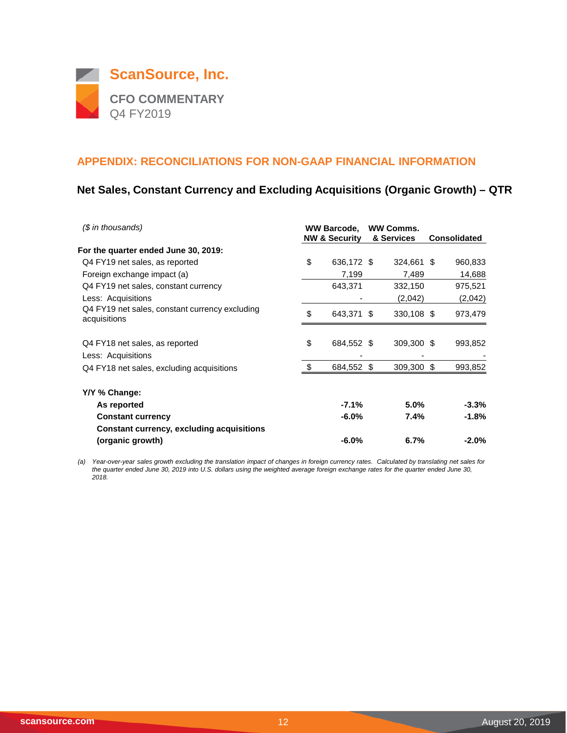**ScanSource, Inc.**

**CFO COMMENTARY**
Q4 FY2019

## APPENDIX: RECONCILIATIONS FOR NON-GAAP FINANCIAL INFORMATION

### Net Sales, Constant Currency and Excluding Acquisitions (Organic Growth) – QTR

| *($ in thousands)* | WW Barcode, NW & Security | WW Comms. & Services | Consolidated |
|---|---|---|---|
| **For the quarter ended June 30, 2019:** | | | |
| Q4 FY19 net sales, as reported | $ 636,172 | $ 324,661 | $ 960,833 |
| Foreign exchange impact (a) | 7,199 | 7,489 | 14,688 |
| Q4 FY19 net sales, constant currency | 643,371 | 332,150 | 975,521 |
| Less: Acquisitions | - | (2,042) | (2,042) |
| Q4 FY19 net sales, constant currency excluding acquisitions | $ 643,371 | $ 330,108 | $ 973,479 |
| | | | |
| Q4 FY18 net sales, as reported | $ 684,552 | $ 309,300 | $ 993,852 |
| Less: Acquisitions | - | - | - |
| Q4 FY18 net sales, excluding acquisitions | $ 684,552 | $ 309,300 | $ 993,852 |
| | | | |
| **Y/Y % Change:** | | | |
| **As reported** | **-7.1%** | **5.0%** | **-3.3%** |
| **Constant currency** | **-6.0%** | **7.4%** | **-1.8%** |
| **Constant currency, excluding acquisitions (organic growth)** | **-6.0%** | **6.7%** | **-2.0%** |

*(a) Year-over-year sales growth excluding the translation impact of changes in foreign currency rates. Calculated by translating net sales for the quarter ended June 30, 2019 into U.S. dollars using the weighted average foreign exchange rates for the quarter ended June 30, 2018.*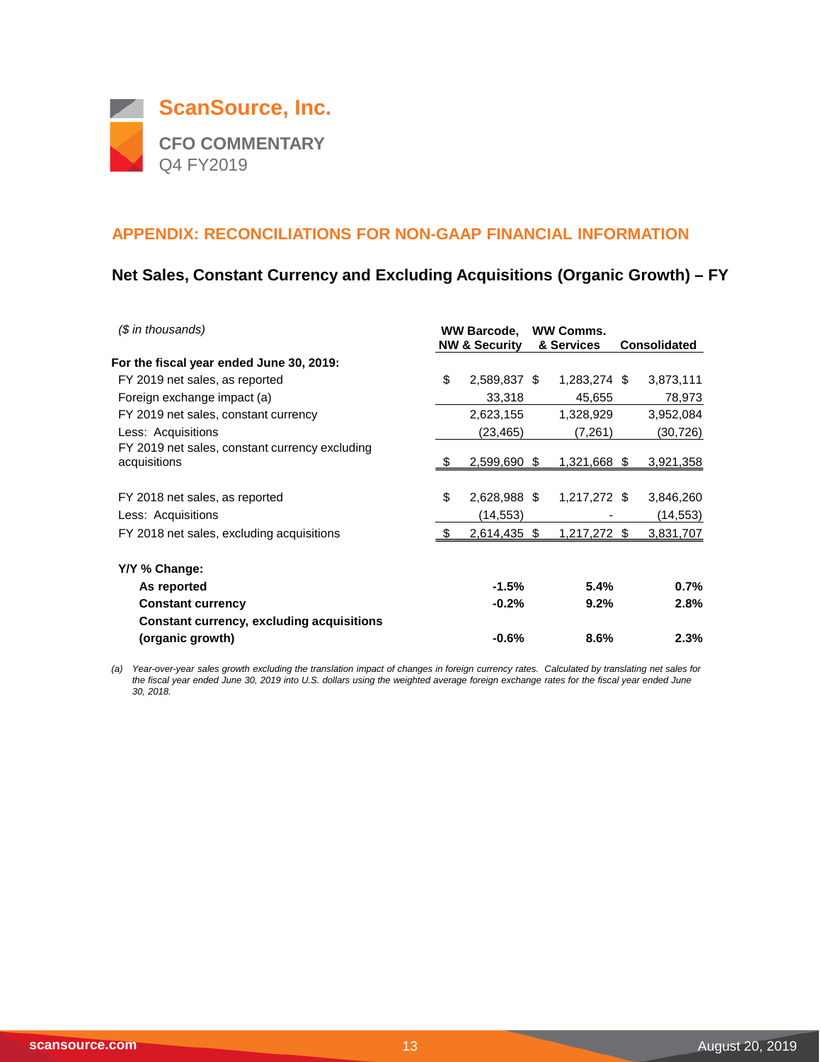# ScanSource, Inc.

**CFO COMMENTARY**
Q4 FY2019

## APPENDIX: RECONCILIATIONS FOR NON-GAAP FINANCIAL INFORMATION

### Net Sales, Constant Currency and Excluding Acquisitions (Organic Growth) – FY

| *($ in thousands)* | WW Barcode, NW & Security | WW Comms. & Services | Consolidated |
|---|---|---|---|
| **For the fiscal year ended June 30, 2019:** | | | |
| FY 2019 net sales, as reported | $ 2,589,837 | $ 1,283,274 | $ 3,873,111 |
| Foreign exchange impact (a) | 33,318 | 45,655 | 78,973 |
| FY 2019 net sales, constant currency | 2,623,155 | 1,328,929 | 3,952,084 |
| Less: Acquisitions | (23,465) | (7,261) | (30,726) |
| FY 2019 net sales, constant currency excluding acquisitions | $ 2,599,690 | $ 1,321,668 | $ 3,921,358 |
| | | | |
| FY 2018 net sales, as reported | $ 2,628,988 | $ 1,217,272 | $ 3,846,260 |
| Less: Acquisitions | (14,553) | - | (14,553) |
| FY 2018 net sales, excluding acquisitions | $ 2,614,435 | $ 1,217,272 | $ 3,831,707 |
| | | | |
| **Y/Y % Change:** | | | |
| **As reported** | **-1.5%** | **5.4%** | **0.7%** |
| **Constant currency** | **-0.2%** | **9.2%** | **2.8%** |
| **Constant currency, excluding acquisitions (organic growth)** | **-0.6%** | **8.6%** | **2.3%** |

*(a) Year-over-year sales growth excluding the translation impact of changes in foreign currency rates. Calculated by translating net sales for the fiscal year ended June 30, 2019 into U.S. dollars using the weighted average foreign exchange rates for the fiscal year ended June 30, 2018.*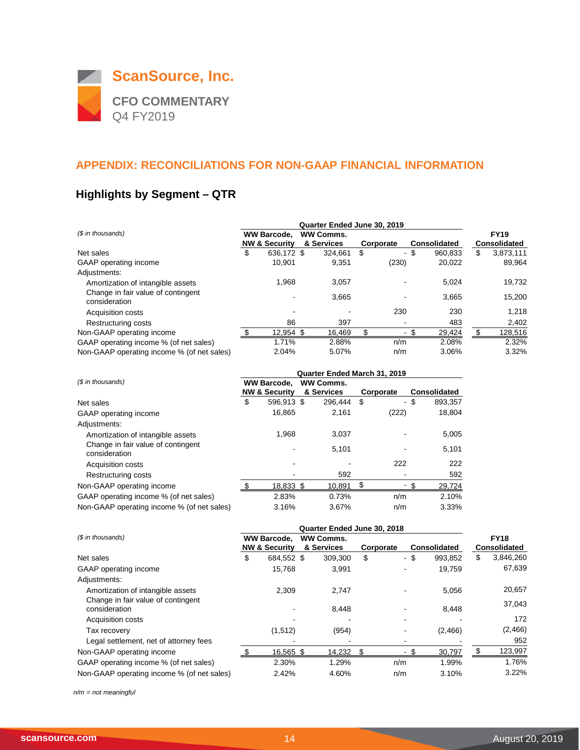# ScanSource, Inc.

## CFO COMMENTARY

Q4 FY2019

## APPENDIX: RECONCILIATIONS FOR NON-GAAP FINANCIAL INFORMATION

### Highlights by Segment – QTR

| *($ in thousands)* | Quarter Ended June 30, 2019 | | | | |
|---|---|---|---|---|---|
| | WW Barcode, NW & Security | WW Comms. & Services | Corporate | Consolidated | FY19 Consolidated |
| Net sales | $ 636,172 | $ 324,661 | $ - | $ 960,833 | $ 3,873,111 |
| GAAP operating income | 10,901 | 9,351 | (230) | 20,022 | 89,964 |
| Adjustments: | | | | | |
| Amortization of intangible assets | 1,968 | 3,057 | - | 5,024 | 19,732 |
| Change in fair value of contingent consideration | - | 3,665 | - | 3,665 | 15,200 |
| Acquisition costs | - | - | 230 | 230 | 1,218 |
| Restructuring costs | 86 | 397 | - | 483 | 2,402 |
| Non-GAAP operating income | $ 12,954 | $ 16,469 | $ - | $ 29,424 | $ 128,516 |
| GAAP operating income % (of net sales) | 1.71% | 2.88% | n/m | 2.08% | 2.32% |
| Non-GAAP operating income % (of net sales) | 2.04% | 5.07% | n/m | 3.06% | 3.32% |

| *($ in thousands)* | Quarter Ended March 31, 2019 | | | |
|---|---|---|---|---|
| | WW Barcode, NW & Security | WW Comms. & Services | Corporate | Consolidated |
| Net sales | $ 596,913 | $ 296,444 | $ - | $ 893,357 |
| GAAP operating income | 16,865 | 2,161 | (222) | 18,804 |
| Adjustments: | | | | |
| Amortization of intangible assets | 1,968 | 3,037 | - | 5,005 |
| Change in fair value of contingent consideration | - | 5,101 | - | 5,101 |
| Acquisition costs | - | - | 222 | 222 |
| Restructuring costs | - | 592 | - | 592 |
| Non-GAAP operating income | $ 18,833 | $ 10,891 | $ - | $ 29,724 |
| GAAP operating income % (of net sales) | 2.83% | 0.73% | n/m | 2.10% |
| Non-GAAP operating income % (of net sales) | 3.16% | 3.67% | n/m | 3.33% |

| *($ in thousands)* | Quarter Ended June 30, 2018 | | | | |
|---|---|---|---|---|---|
| | WW Barcode, NW & Security | WW Comms. & Services | Corporate | Consolidated | FY18 Consolidated |
| Net sales | $ 684,552 | $ 309,300 | $ - | $ 993,852 | $ 3,846,260 |
| GAAP operating income | 15,768 | 3,991 | - | 19,759 | 67,639 |
| Adjustments: | | | | | |
| Amortization of intangible assets | 2,309 | 2,747 | - | 5,056 | 20,657 |
| Change in fair value of contingent consideration | - | 8,448 | - | 8,448 | 37,043 |
| Acquisition costs | - | - | - | - | 172 |
| Tax recovery | (1,512) | (954) | - | (2,466) | (2,466) |
| Legal settlement, net of attorney fees | - | - | - | - | 952 |
| Non-GAAP operating income | $ 16,565 | $ 14,232 | $ - | $ 30,797 | $ 123,997 |
| GAAP operating income % (of net sales) | 2.30% | 1.29% | n/m | 1.99% | 1.76% |
| Non-GAAP operating income % (of net sales) | 2.42% | 4.60% | n/m | 3.10% | 3.22% |

*n/m = not meaningful*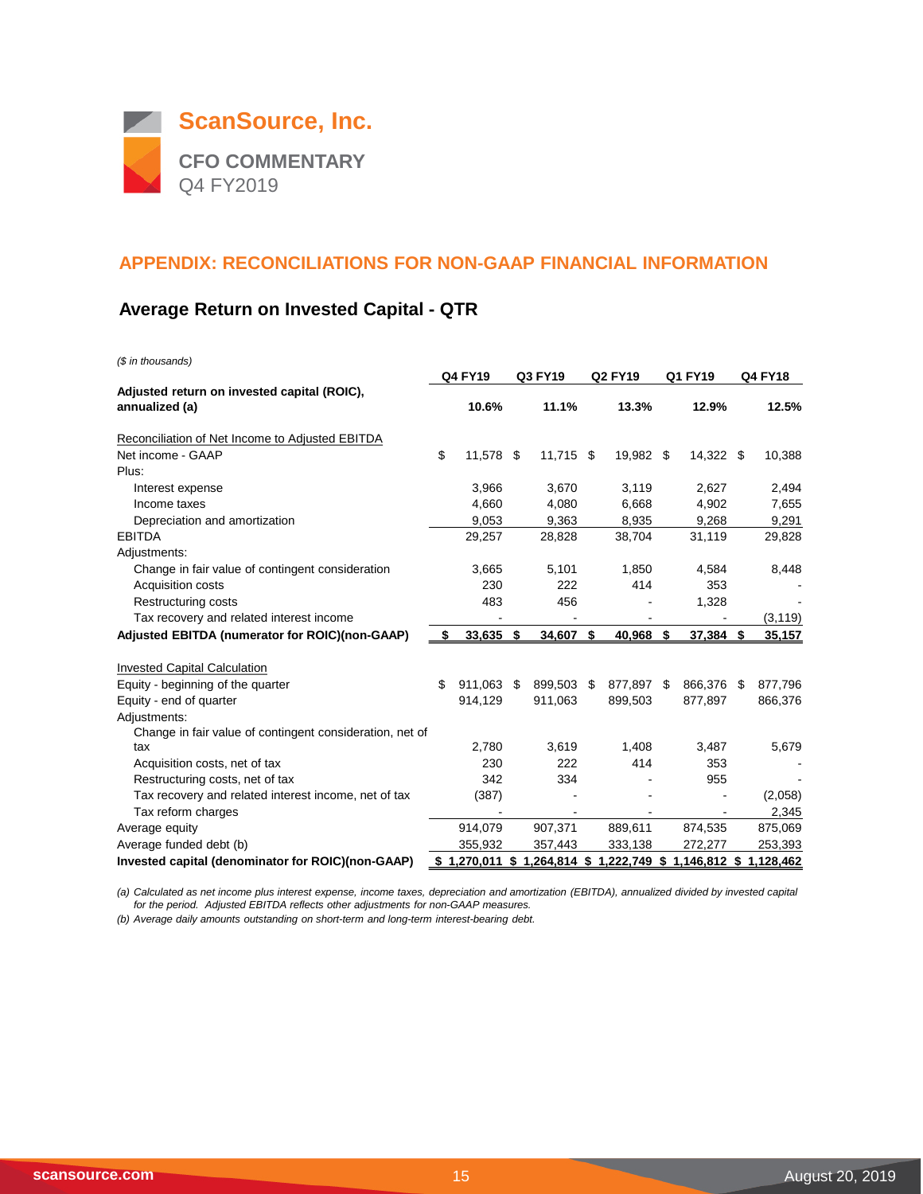# ScanSource, Inc.

## CFO COMMENTARY

Q4 FY2019

## APPENDIX: RECONCILIATIONS FOR NON-GAAP FINANCIAL INFORMATION

### Average Return on Invested Capital - QTR

*($ in thousands)*

| | Q4 FY19 | Q3 FY19 | Q2 FY19 | Q1 FY19 | Q4 FY18 |
|---|---|---|---|---|---|
| **Adjusted return on invested capital (ROIC), annualized (a)** | **10.6%** | **11.1%** | **13.3%** | **12.9%** | **12.5%** |
| Reconciliation of Net Income to Adjusted EBITDA | | | | | |
| Net income - GAAP | $ 11,578 | $ 11,715 | $ 19,982 | $ 14,322 | $ 10,388 |
| Plus: | | | | | |
| Interest expense | 3,966 | 3,670 | 3,119 | 2,627 | 2,494 |
| Income taxes | 4,660 | 4,080 | 6,668 | 4,902 | 7,655 |
| Depreciation and amortization | 9,053 | 9,363 | 8,935 | 9,268 | 9,291 |
| EBITDA | 29,257 | 28,828 | 38,704 | 31,119 | 29,828 |
| Adjustments: | | | | | |
| Change in fair value of contingent consideration | 3,665 | 5,101 | 1,850 | 4,584 | 8,448 |
| Acquisition costs | 230 | 222 | 414 | 353 | - |
| Restructuring costs | 483 | 456 | - | 1,328 | - |
| Tax recovery and related interest income | - | - | - | - | (3,119) |
| **Adjusted EBITDA (numerator for ROIC)(non-GAAP)** | **$ 33,635** | **$ 34,607** | **$ 40,968** | **$ 37,384** | **$ 35,157** |
| Invested Capital Calculation | | | | | |
| Equity - beginning of the quarter | $ 911,063 | $ 899,503 | $ 877,897 | $ 866,376 | $ 877,796 |
| Equity - end of quarter | 914,129 | 911,063 | 899,503 | 877,897 | 866,376 |
| Adjustments: | | | | | |
| Change in fair value of contingent consideration, net of tax | 2,780 | 3,619 | 1,408 | 3,487 | 5,679 |
| Acquisition costs, net of tax | 230 | 222 | 414 | 353 | - |
| Restructuring costs, net of tax | 342 | 334 | - | 955 | - |
| Tax recovery and related interest income, net of tax | (387) | - | - | - | (2,058) |
| Tax reform charges | - | - | - | - | 2,345 |
| Average equity | 914,079 | 907,371 | 889,611 | 874,535 | 875,069 |
| Average funded debt (b) | 355,932 | 357,443 | 333,138 | 272,277 | 253,393 |
| **Invested capital (denominator for ROIC)(non-GAAP)** | **$ 1,270,011** | **$ 1,264,814** | **$ 1,222,749** | **$ 1,146,812** | **$ 1,128,462** |

*(a) Calculated as net income plus interest expense, income taxes, depreciation and amortization (EBITDA), annualized divided by invested capital for the period. Adjusted EBITDA reflects other adjustments for non-GAAP measures.*

*(b) Average daily amounts outstanding on short-term and long-term interest-bearing debt.*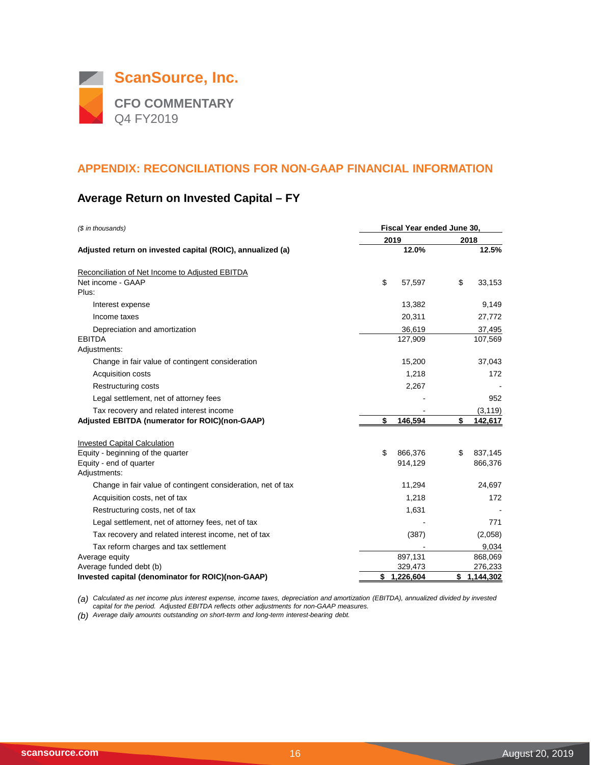# ScanSource, Inc.

## CFO COMMENTARY

Q4 FY2019

## APPENDIX: RECONCILIATIONS FOR NON-GAAP FINANCIAL INFORMATION

### Average Return on Invested Capital – FY

| ($ in thousands) | Fiscal Year ended June 30, | |
|---|---|---|
| | 2019 | 2018 |
| **Adjusted return on invested capital (ROIC), annualized (a)** | **12.0%** | **12.5%** |
| | | |
| Reconciliation of Net Income to Adjusted EBITDA | | |
| Net income - GAAP | $ 57,597 | $ 33,153 |
| Plus: | | |
| Interest expense | 13,382 | 9,149 |
| Income taxes | 20,311 | 27,772 |
| Depreciation and amortization | 36,619 | 37,495 |
| EBITDA | 127,909 | 107,569 |
| Adjustments: | | |
| Change in fair value of contingent consideration | 15,200 | 37,043 |
| Acquisition costs | 1,218 | 172 |
| Restructuring costs | 2,267 | - |
| Legal settlement, net of attorney fees | - | 952 |
| Tax recovery and related interest income | - | (3,119) |
| **Adjusted EBITDA (numerator for ROIC)(non-GAAP)** | **$ 146,594** | **$ 142,617** |
| | | |
| Invested Capital Calculation | | |
| Equity - beginning of the quarter | $ 866,376 | $ 837,145 |
| Equity - end of quarter | 914,129 | 866,376 |
| Adjustments: | | |
| Change in fair value of contingent consideration, net of tax | 11,294 | 24,697 |
| Acquisition costs, net of tax | 1,218 | 172 |
| Restructuring costs, net of tax | 1,631 | - |
| Legal settlement, net of attorney fees, net of tax | - | 771 |
| Tax recovery and related interest income, net of tax | (387) | (2,058) |
| Tax reform charges and tax settlement | - | 9,034 |
| Average equity | 897,131 | 868,069 |
| Average funded debt (b) | 329,473 | 276,233 |
| **Invested capital (denominator for ROIC)(non-GAAP)** | **$ 1,226,604** | **$ 1,144,302** |

*(a) Calculated as net income plus interest expense, income taxes, depreciation and amortization (EBITDA), annualized divided by invested capital for the period. Adjusted EBITDA reflects other adjustments for non-GAAP measures.*

*(b) Average daily amounts outstanding on short-term and long-term interest-bearing debt.*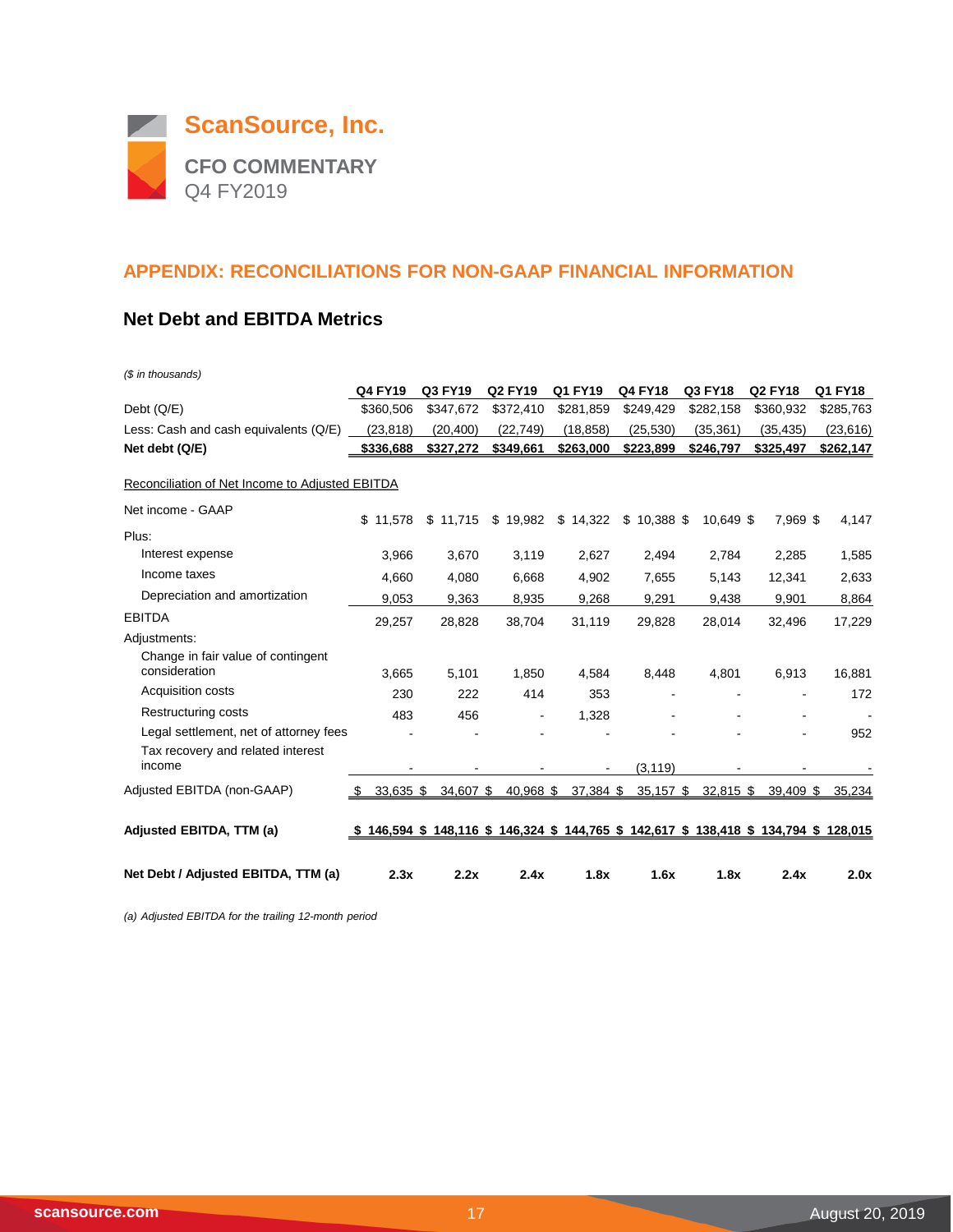# ScanSource, Inc.

**CFO COMMENTARY**
Q4 FY2019

## APPENDIX: RECONCILIATIONS FOR NON-GAAP FINANCIAL INFORMATION

### Net Debt and EBITDA Metrics

*($ in thousands)*

| | Q4 FY19 | Q3 FY19 | Q2 FY19 | Q1 FY19 | Q4 FY18 | Q3 FY18 | Q2 FY18 | Q1 FY18 |
|---|---|---|---|---|---|---|---|---|
| Debt (Q/E) | $360,506 | $347,672 | $372,410 | $281,859 | $249,429 | $282,158 | $360,932 | $285,763 |
| Less: Cash and cash equivalents (Q/E) | (23,818) | (20,400) | (22,749) | (18,858) | (25,530) | (35,361) | (35,435) | (23,616) |
| **Net debt (Q/E)** | **$336,688** | **$327,272** | **$349,661** | **$263,000** | **$223,899** | **$246,797** | **$325,497** | **$262,147** |
| Reconciliation of Net Income to Adjusted EBITDA | | | | | | | | |
| Net income - GAAP | $ 11,578 | $ 11,715 | $ 19,982 | $ 14,322 | $ 10,388 | $ 10,649 | $ 7,969 | $ 4,147 |
| Plus: | | | | | | | | |
| Interest expense | 3,966 | 3,670 | 3,119 | 2,627 | 2,494 | 2,784 | 2,285 | 1,585 |
| Income taxes | 4,660 | 4,080 | 6,668 | 4,902 | 7,655 | 5,143 | 12,341 | 2,633 |
| Depreciation and amortization | 9,053 | 9,363 | 8,935 | 9,268 | 9,291 | 9,438 | 9,901 | 8,864 |
| EBITDA | 29,257 | 28,828 | 38,704 | 31,119 | 29,828 | 28,014 | 32,496 | 17,229 |
| Adjustments: | | | | | | | | |
| Change in fair value of contingent consideration | 3,665 | 5,101 | 1,850 | 4,584 | 8,448 | 4,801 | 6,913 | 16,881 |
| Acquisition costs | 230 | 222 | 414 | 353 | - | - | - | 172 |
| Restructuring costs | 483 | 456 | - | 1,328 | - | - | - | - |
| Legal settlement, net of attorney fees | - | - | - | - | - | - | - | 952 |
| Tax recovery and related interest income | - | - | - | - | (3,119) | - | - | - |
| Adjusted EBITDA (non-GAAP) | $ 33,635 | $ 34,607 | $ 40,968 | $ 37,384 | $ 35,157 | $ 32,815 | $ 39,409 | $ 35,234 |
| **Adjusted EBITDA, TTM (a)** | **$ 146,594** | **$ 148,116** | **$ 146,324** | **$ 144,765** | **$ 142,617** | **$ 138,418** | **$ 134,794** | **$ 128,015** |
| **Net Debt / Adjusted EBITDA, TTM (a)** | **2.3x** | **2.2x** | **2.4x** | **1.8x** | **1.6x** | **1.8x** | **2.4x** | **2.0x** |

*(a) Adjusted EBITDA for the trailing 12-month period*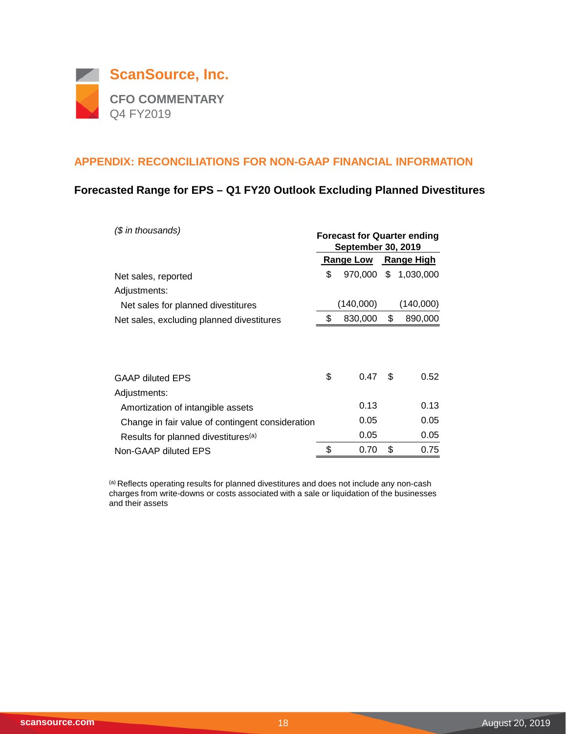# ScanSource, Inc.

**CFO COMMENTARY**
Q4 FY2019

## APPENDIX: RECONCILIATIONS FOR NON-GAAP FINANCIAL INFORMATION

### Forecasted Range for EPS – Q1 FY20 Outlook Excluding Planned Divestitures

| *($ in thousands)* | Forecast for Quarter ending September 30, 2019 | |
|---|---|---|
| | Range Low | Range High |
| Net sales, reported | $ 970,000 | $ 1,030,000 |
| Adjustments: | | |
| Net sales for planned divestitures | (140,000) | (140,000) |
| Net sales, excluding planned divestitures | $ 830,000 | $ 890,000 |
| | | |
| GAAP diluted EPS | $ 0.47 | $ 0.52 |
| Adjustments: | | |
| Amortization of intangible assets | 0.13 | 0.13 |
| Change in fair value of contingent consideration | 0.05 | 0.05 |
| Results for planned divestitures[a] | 0.05 | 0.05 |
| Non-GAAP diluted EPS | $ 0.70 | $ 0.75 |

[a] Reflects operating results for planned divestitures and does not include any non-cash charges from write-downs or costs associated with a sale or liquidation of the businesses and their assets